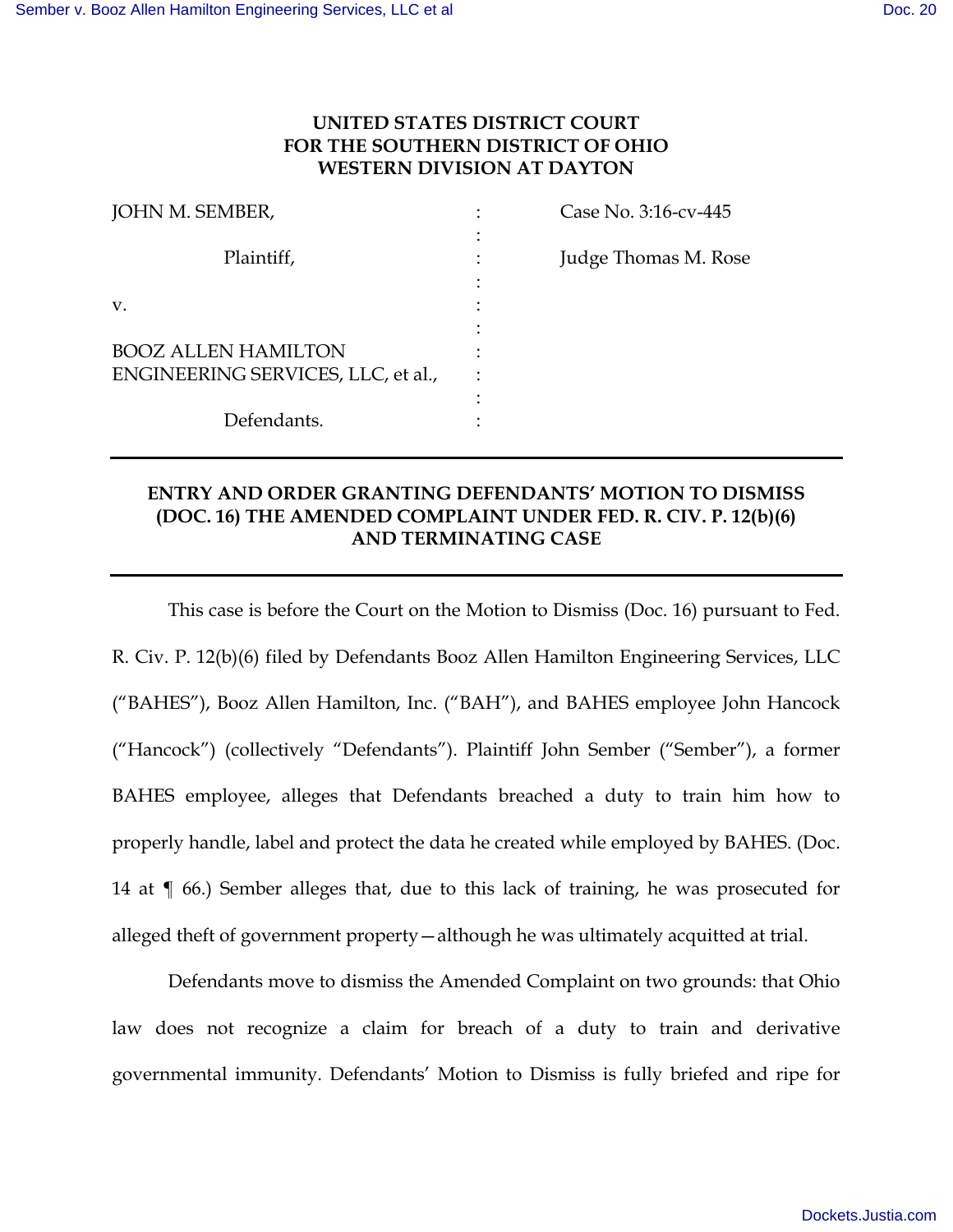**UNITED STATES DISTRICT COURT**
**FOR THE SOUTHERN DISTRICT OF OHIO**
**WESTERN DIVISION AT DAYTON**

| | | |
|---|---|---|
| JOHN M. SEMBER, | : | Case No. 3:16-cv-445 |
| Plaintiff, | : | Judge Thomas M. Rose |
| v. | : | |
| BOOZ ALLEN HAMILTON ENGINEERING SERVICES, LLC, et al., | : | |
| Defendants. | : | |

---

**ENTRY AND ORDER GRANTING DEFENDANTS' MOTION TO DISMISS (DOC. 16) THE AMENDED COMPLAINT UNDER FED. R. CIV. P. 12(b)(6) AND TERMINATING CASE**

---

This case is before the Court on the Motion to Dismiss (Doc. 16) pursuant to Fed. R. Civ. P. 12(b)(6) filed by Defendants Booz Allen Hamilton Engineering Services, LLC ("BAHES"), Booz Allen Hamilton, Inc. ("BAH"), and BAHES employee John Hancock ("Hancock") (collectively "Defendants"). Plaintiff John Sember ("Sember"), a former BAHES employee, alleges that Defendants breached a duty to train him how to properly handle, label and protect the data he created while employed by BAHES. (Doc. 14 at ¶ 66.) Sember alleges that, due to this lack of training, he was prosecuted for alleged theft of government property—although he was ultimately acquitted at trial.

Defendants move to dismiss the Amended Complaint on two grounds: that Ohio law does not recognize a claim for breach of a duty to train and derivative governmental immunity. Defendants' Motion to Dismiss is fully briefed and ripe for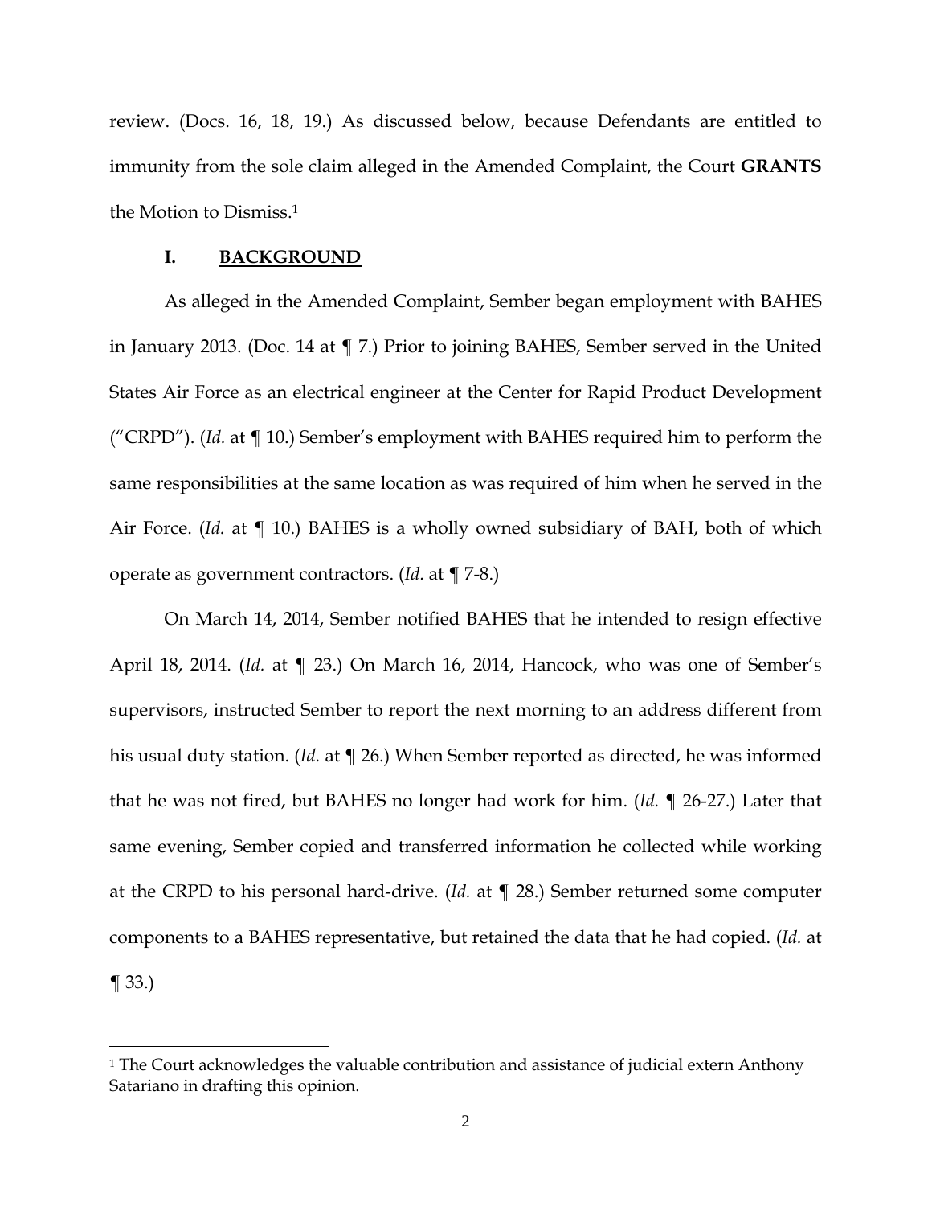review. (Docs. 16, 18, 19.) As discussed below, because Defendants are entitled to immunity from the sole claim alleged in the Amended Complaint, the Court **GRANTS** the Motion to Dismiss.[1]

## I. BACKGROUND

As alleged in the Amended Complaint, Sember began employment with BAHES in January 2013. (Doc. 14 at ¶ 7.) Prior to joining BAHES, Sember served in the United States Air Force as an electrical engineer at the Center for Rapid Product Development ("CRPD"). (*Id.* at ¶ 10.) Sember's employment with BAHES required him to perform the same responsibilities at the same location as was required of him when he served in the Air Force. (*Id.* at ¶ 10.) BAHES is a wholly owned subsidiary of BAH, both of which operate as government contractors. (*Id.* at ¶ 7-8.)

On March 14, 2014, Sember notified BAHES that he intended to resign effective April 18, 2014. (*Id.* at ¶ 23.) On March 16, 2014, Hancock, who was one of Sember's supervisors, instructed Sember to report the next morning to an address different from his usual duty station. (*Id.* at ¶ 26.) When Sember reported as directed, he was informed that he was not fired, but BAHES no longer had work for him. (*Id.* ¶ 26-27.) Later that same evening, Sember copied and transferred information he collected while working at the CRPD to his personal hard-drive. (*Id.* at ¶ 28.) Sember returned some computer components to a BAHES representative, but retained the data that he had copied. (*Id.* at ¶ 33.)

---

[1] The Court acknowledges the valuable contribution and assistance of judicial extern Anthony Satariano in drafting this opinion.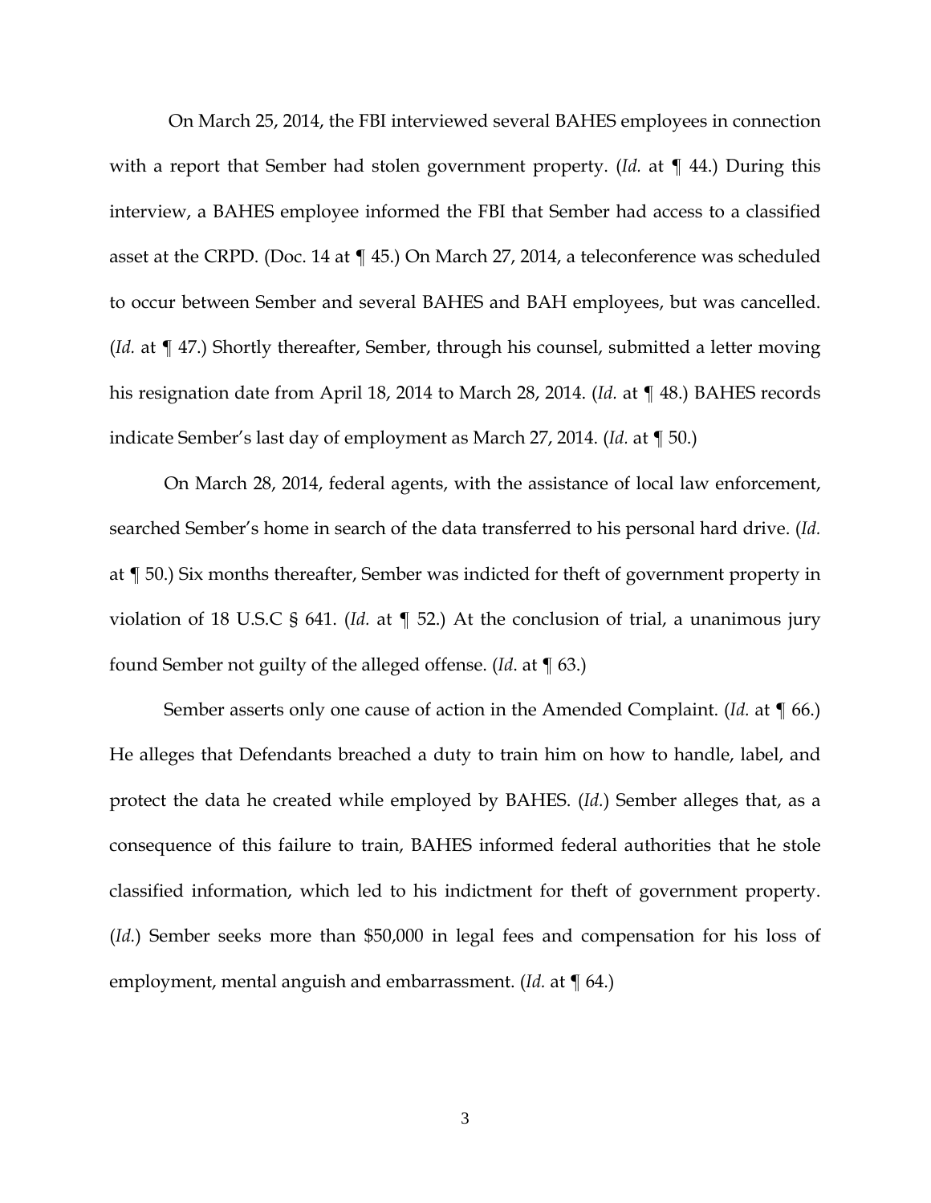On March 25, 2014, the FBI interviewed several BAHES employees in connection with a report that Sember had stolen government property. (*Id.* at ¶ 44.) During this interview, a BAHES employee informed the FBI that Sember had access to a classified asset at the CRPD. (Doc. 14 at ¶ 45.) On March 27, 2014, a teleconference was scheduled to occur between Sember and several BAHES and BAH employees, but was cancelled. (*Id.* at ¶ 47.) Shortly thereafter, Sember, through his counsel, submitted a letter moving his resignation date from April 18, 2014 to March 28, 2014. (*Id.* at ¶ 48.) BAHES records indicate Sember's last day of employment as March 27, 2014. (*Id.* at ¶ 50.)

On March 28, 2014, federal agents, with the assistance of local law enforcement, searched Sember's home in search of the data transferred to his personal hard drive. (*Id.* at ¶ 50.) Six months thereafter, Sember was indicted for theft of government property in violation of 18 U.S.C § 641. (*Id.* at ¶ 52.) At the conclusion of trial, a unanimous jury found Sember not guilty of the alleged offense. (*Id*. at ¶ 63.)

Sember asserts only one cause of action in the Amended Complaint. (*Id.* at ¶ 66.) He alleges that Defendants breached a duty to train him on how to handle, label, and protect the data he created while employed by BAHES. (*Id.*) Sember alleges that, as a consequence of this failure to train, BAHES informed federal authorities that he stole classified information, which led to his indictment for theft of government property. (*Id.*) Sember seeks more than $50,000 in legal fees and compensation for his loss of employment, mental anguish and embarrassment. (*Id.* at ¶ 64.)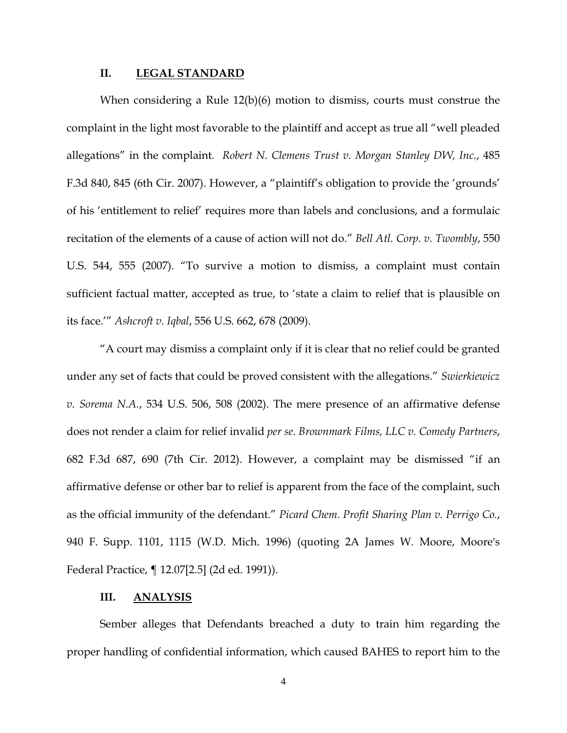## II. LEGAL STANDARD

When considering a Rule 12(b)(6) motion to dismiss, courts must construe the complaint in the light most favorable to the plaintiff and accept as true all "well pleaded allegations" in the complaint. *Robert N. Clemens Trust v. Morgan Stanley DW, Inc.*, 485 F.3d 840, 845 (6th Cir. 2007). However, a "plaintiff's obligation to provide the 'grounds' of his 'entitlement to relief' requires more than labels and conclusions, and a formulaic recitation of the elements of a cause of action will not do." *Bell Atl. Corp. v. Twombly*, 550 U.S. 544, 555 (2007). "To survive a motion to dismiss, a complaint must contain sufficient factual matter, accepted as true, to 'state a claim to relief that is plausible on its face.'" *Ashcroft v. Iqbal*, 556 U.S. 662, 678 (2009).

"A court may dismiss a complaint only if it is clear that no relief could be granted under any set of facts that could be proved consistent with the allegations." *Swierkiewicz v. Sorema N.A.*, 534 U.S. 506, 508 (2002). The mere presence of an affirmative defense does not render a claim for relief invalid *per se*. *Brownmark Films, LLC v. Comedy Partners*, 682 F.3d 687, 690 (7th Cir. 2012). However, a complaint may be dismissed "if an affirmative defense or other bar to relief is apparent from the face of the complaint, such as the official immunity of the defendant." *Picard Chem. Profit Sharing Plan v. Perrigo Co.*, 940 F. Supp. 1101, 1115 (W.D. Mich. 1996) (quoting 2A James W. Moore, Moore's Federal Practice, ¶ 12.07[2.5] (2d ed. 1991)).

## III. ANALYSIS

Sember alleges that Defendants breached a duty to train him regarding the proper handling of confidential information, which caused BAHES to report him to the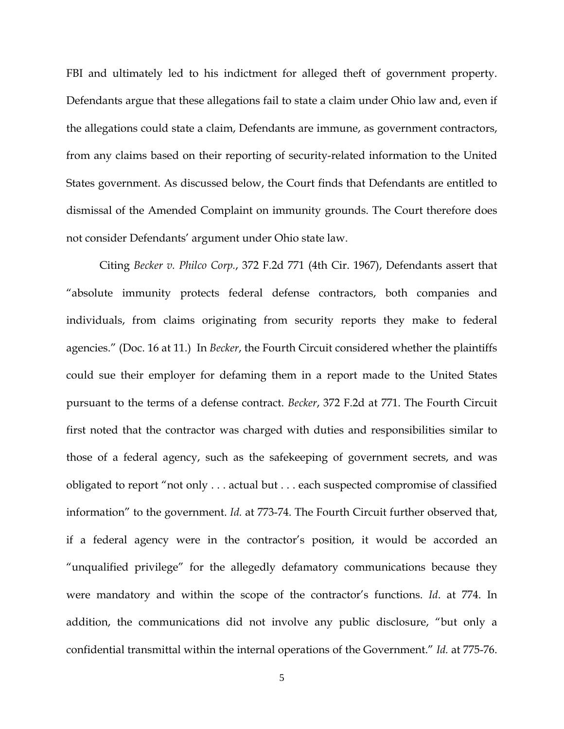FBI and ultimately led to his indictment for alleged theft of government property. Defendants argue that these allegations fail to state a claim under Ohio law and, even if the allegations could state a claim, Defendants are immune, as government contractors, from any claims based on their reporting of security-related information to the United States government. As discussed below, the Court finds that Defendants are entitled to dismissal of the Amended Complaint on immunity grounds. The Court therefore does not consider Defendants' argument under Ohio state law.

Citing *Becker v. Philco Corp.*, 372 F.2d 771 (4th Cir. 1967), Defendants assert that "absolute immunity protects federal defense contractors, both companies and individuals, from claims originating from security reports they make to federal agencies." (Doc. 16 at 11.) In *Becker*, the Fourth Circuit considered whether the plaintiffs could sue their employer for defaming them in a report made to the United States pursuant to the terms of a defense contract. *Becker*, 372 F.2d at 771. The Fourth Circuit first noted that the contractor was charged with duties and responsibilities similar to those of a federal agency, such as the safekeeping of government secrets, and was obligated to report "not only . . . actual but . . . each suspected compromise of classified information" to the government. *Id.* at 773-74. The Fourth Circuit further observed that, if a federal agency were in the contractor's position, it would be accorded an "unqualified privilege" for the allegedly defamatory communications because they were mandatory and within the scope of the contractor's functions. *Id.* at 774. In addition, the communications did not involve any public disclosure, "but only a confidential transmittal within the internal operations of the Government." *Id.* at 775-76.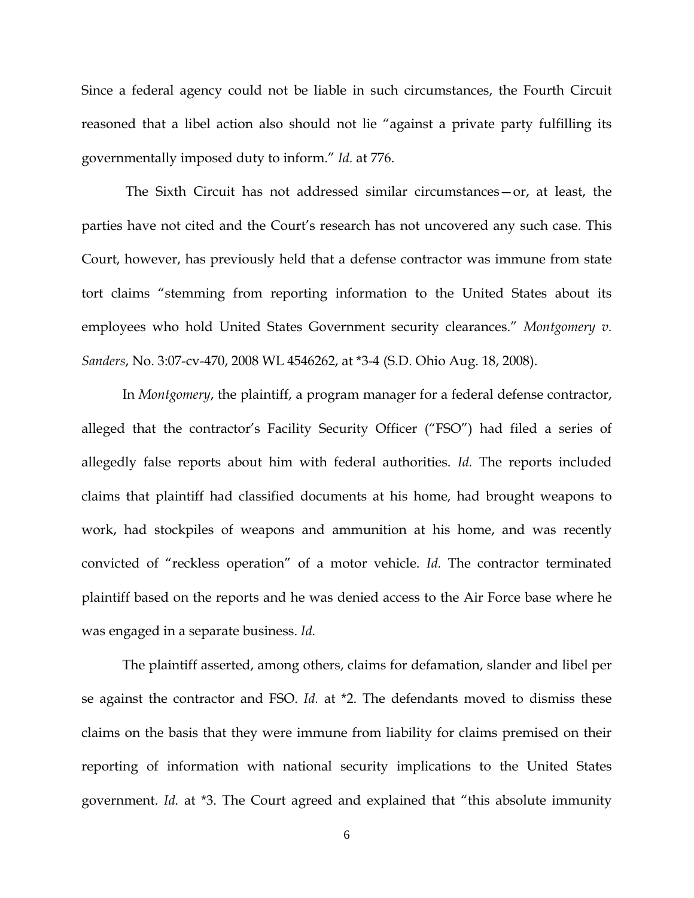Since a federal agency could not be liable in such circumstances, the Fourth Circuit reasoned that a libel action also should not lie "against a private party fulfilling its governmentally imposed duty to inform." *Id.* at 776.

The Sixth Circuit has not addressed similar circumstances—or, at least, the parties have not cited and the Court's research has not uncovered any such case. This Court, however, has previously held that a defense contractor was immune from state tort claims "stemming from reporting information to the United States about its employees who hold United States Government security clearances." *Montgomery v. Sanders*, No. 3:07-cv-470, 2008 WL 4546262, at *3-4 (S.D. Ohio Aug. 18, 2008).

In *Montgomery*, the plaintiff, a program manager for a federal defense contractor, alleged that the contractor's Facility Security Officer ("FSO") had filed a series of allegedly false reports about him with federal authorities. *Id.* The reports included claims that plaintiff had classified documents at his home, had brought weapons to work, had stockpiles of weapons and ammunition at his home, and was recently convicted of "reckless operation" of a motor vehicle. *Id.* The contractor terminated plaintiff based on the reports and he was denied access to the Air Force base where he was engaged in a separate business. *Id.*

The plaintiff asserted, among others, claims for defamation, slander and libel per se against the contractor and FSO. *Id.* at *2. The defendants moved to dismiss these claims on the basis that they were immune from liability for claims premised on their reporting of information with national security implications to the United States government. *Id.* at *3. The Court agreed and explained that "this absolute immunity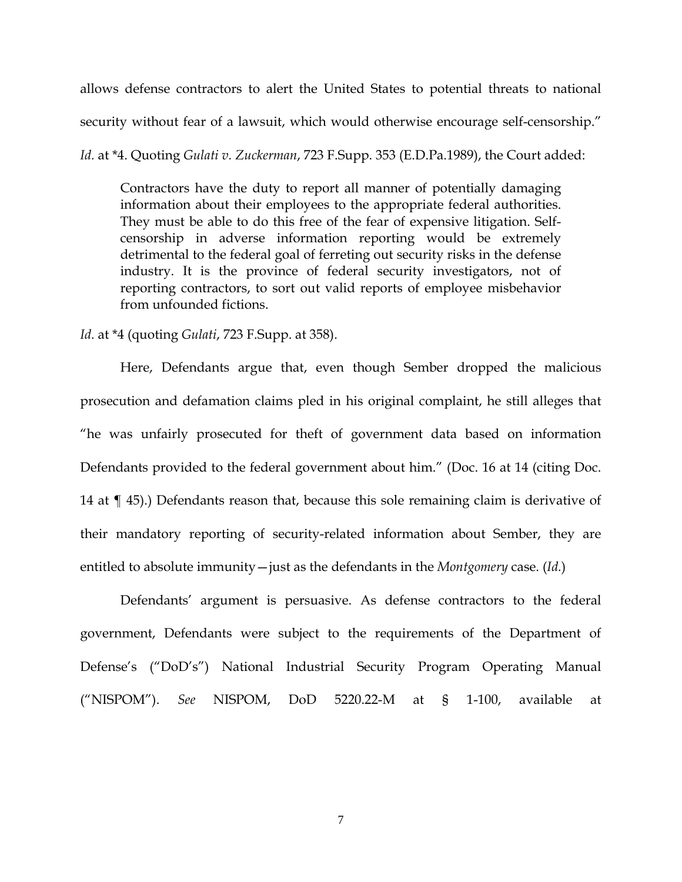allows defense contractors to alert the United States to potential threats to national security without fear of a lawsuit, which would otherwise encourage self-censorship." *Id.* at *4. Quoting *Gulati v. Zuckerman*, 723 F.Supp. 353 (E.D.Pa.1989), the Court added:

> Contractors have the duty to report all manner of potentially damaging information about their employees to the appropriate federal authorities. They must be able to do this free of the fear of expensive litigation. Self-censorship in adverse information reporting would be extremely detrimental to the federal goal of ferreting out security risks in the defense industry. It is the province of federal security investigators, not of reporting contractors, to sort out valid reports of employee misbehavior from unfounded fictions.

*Id.* at *4 (quoting *Gulati*, 723 F.Supp. at 358).

Here, Defendants argue that, even though Sember dropped the malicious prosecution and defamation claims pled in his original complaint, he still alleges that "he was unfairly prosecuted for theft of government data based on information Defendants provided to the federal government about him." (Doc. 16 at 14 (citing Doc. 14 at ¶ 45).) Defendants reason that, because this sole remaining claim is derivative of their mandatory reporting of security-related information about Sember, they are entitled to absolute immunity—just as the defendants in the *Montgomery* case. (*Id.*)

Defendants' argument is persuasive. As defense contractors to the federal government, Defendants were subject to the requirements of the Department of Defense's ("DoD's") National Industrial Security Program Operating Manual ("NISPOM"). *See* NISPOM, DoD 5220.22-M at § 1-100, available at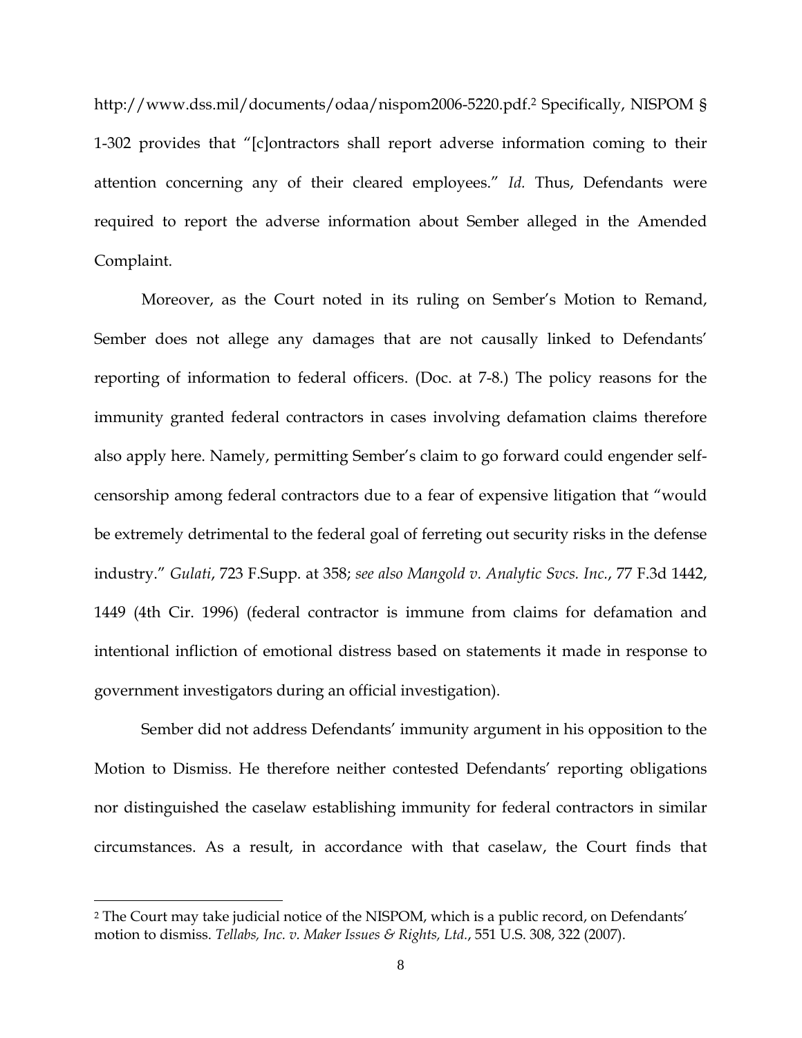http://www.dss.mil/documents/odaa/nispom2006-5220.pdf.[2] Specifically, NISPOM § 1-302 provides that "[c]ontractors shall report adverse information coming to their attention concerning any of their cleared employees." *Id.* Thus, Defendants were required to report the adverse information about Sember alleged in the Amended Complaint.

Moreover, as the Court noted in its ruling on Sember's Motion to Remand, Sember does not allege any damages that are not causally linked to Defendants' reporting of information to federal officers. (Doc. at 7-8.) The policy reasons for the immunity granted federal contractors in cases involving defamation claims therefore also apply here. Namely, permitting Sember's claim to go forward could engender self-censorship among federal contractors due to a fear of expensive litigation that "would be extremely detrimental to the federal goal of ferreting out security risks in the defense industry." *Gulati*, 723 F.Supp. at 358; *see also Mangold v. Analytic Svcs. Inc.*, 77 F.3d 1442, 1449 (4th Cir. 1996) (federal contractor is immune from claims for defamation and intentional infliction of emotional distress based on statements it made in response to government investigators during an official investigation).

Sember did not address Defendants' immunity argument in his opposition to the Motion to Dismiss. He therefore neither contested Defendants' reporting obligations nor distinguished the caselaw establishing immunity for federal contractors in similar circumstances. As a result, in accordance with that caselaw, the Court finds that

---

[2] The Court may take judicial notice of the NISPOM, which is a public record, on Defendants' motion to dismiss. *Tellabs, Inc. v. Maker Issues & Rights, Ltd.*, 551 U.S. 308, 322 (2007).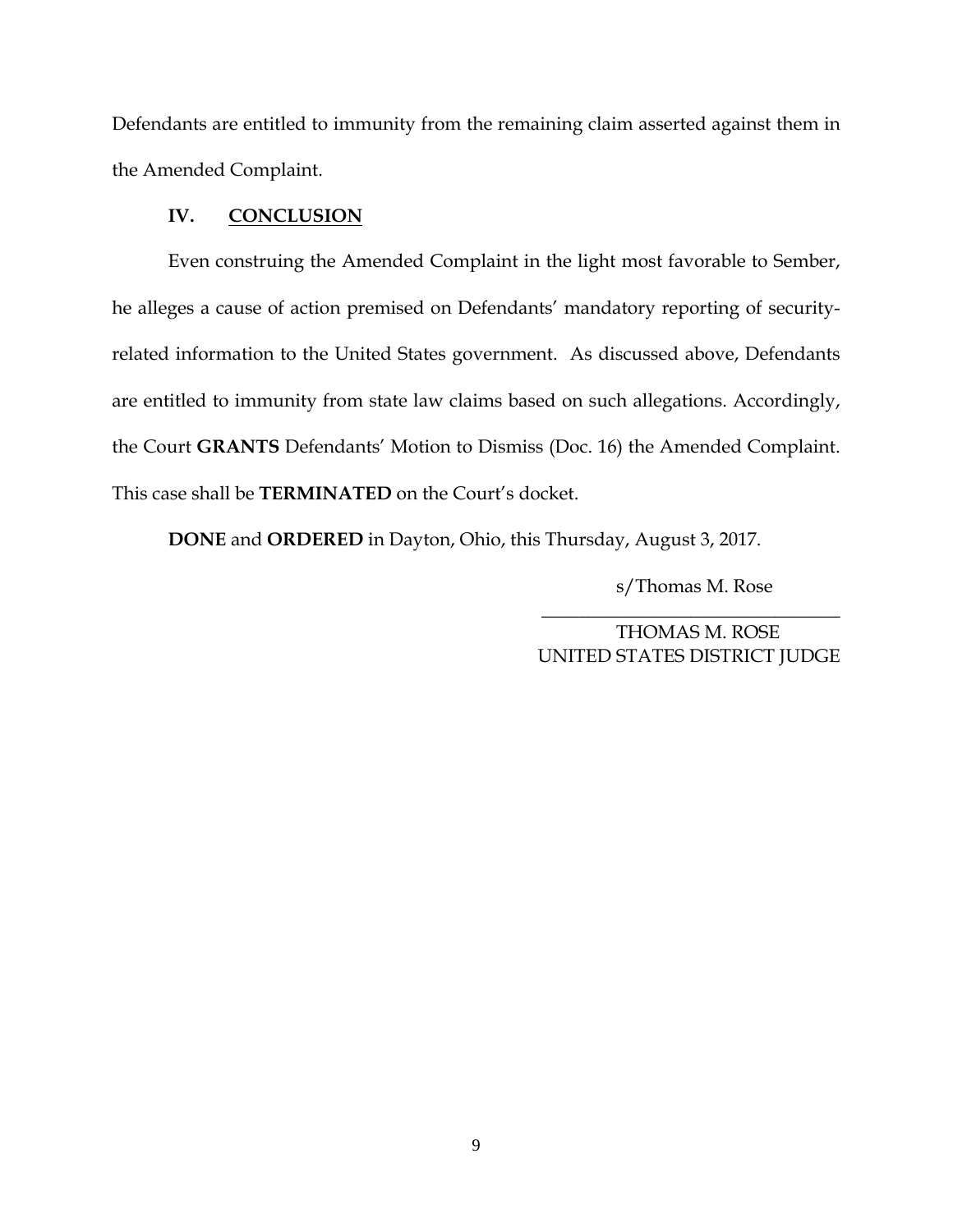Defendants are entitled to immunity from the remaining claim asserted against them in the Amended Complaint.

## IV. CONCLUSION

Even construing the Amended Complaint in the light most favorable to Sember, he alleges a cause of action premised on Defendants' mandatory reporting of security-related information to the United States government. As discussed above, Defendants are entitled to immunity from state law claims based on such allegations. Accordingly, the Court **GRANTS** Defendants' Motion to Dismiss (Doc. 16) the Amended Complaint. This case shall be **TERMINATED** on the Court's docket.

**DONE** and **ORDERED** in Dayton, Ohio, this Thursday, August 3, 2017.

s/Thomas M. Rose

\_\_\_\_\_\_\_\_\_\_\_\_\_\_\_\_\_\_\_\_\_\_\_\_\_\_\_\_\_\_\_\_

THOMAS M. ROSE
UNITED STATES DISTRICT JUDGE